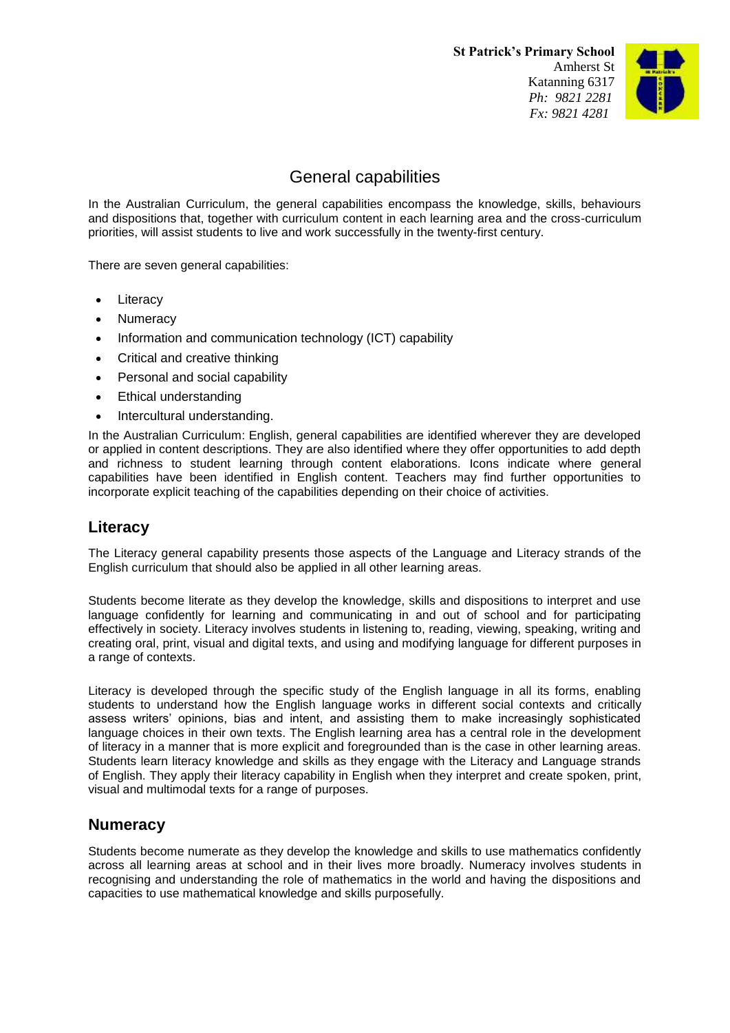**St Patrick's Primary School**
Amherst St
Katanning 6317
*Ph: 9821 2281*
*Fx: 9821 4281*

# General capabilities

In the Australian Curriculum, the general capabilities encompass the knowledge, skills, behaviours and dispositions that, together with curriculum content in each learning area and the cross-curriculum priorities, will assist students to live and work successfully in the twenty-first century.

There are seven general capabilities:

- Literacy
- Numeracy
- Information and communication technology (ICT) capability
- Critical and creative thinking
- Personal and social capability
- Ethical understanding
- Intercultural understanding.

In the Australian Curriculum: English, general capabilities are identified wherever they are developed or applied in content descriptions. They are also identified where they offer opportunities to add depth and richness to student learning through content elaborations. Icons indicate where general capabilities have been identified in English content. Teachers may find further opportunities to incorporate explicit teaching of the capabilities depending on their choice of activities.

## Literacy

The Literacy general capability presents those aspects of the Language and Literacy strands of the English curriculum that should also be applied in all other learning areas.

Students become literate as they develop the knowledge, skills and dispositions to interpret and use language confidently for learning and communicating in and out of school and for participating effectively in society. Literacy involves students in listening to, reading, viewing, speaking, writing and creating oral, print, visual and digital texts, and using and modifying language for different purposes in a range of contexts.

Literacy is developed through the specific study of the English language in all its forms, enabling students to understand how the English language works in different social contexts and critically assess writers' opinions, bias and intent, and assisting them to make increasingly sophisticated language choices in their own texts. The English learning area has a central role in the development of literacy in a manner that is more explicit and foregrounded than is the case in other learning areas. Students learn literacy knowledge and skills as they engage with the Literacy and Language strands of English. They apply their literacy capability in English when they interpret and create spoken, print, visual and multimodal texts for a range of purposes.

## Numeracy

Students become numerate as they develop the knowledge and skills to use mathematics confidently across all learning areas at school and in their lives more broadly. Numeracy involves students in recognising and understanding the role of mathematics in the world and having the dispositions and capacities to use mathematical knowledge and skills purposefully.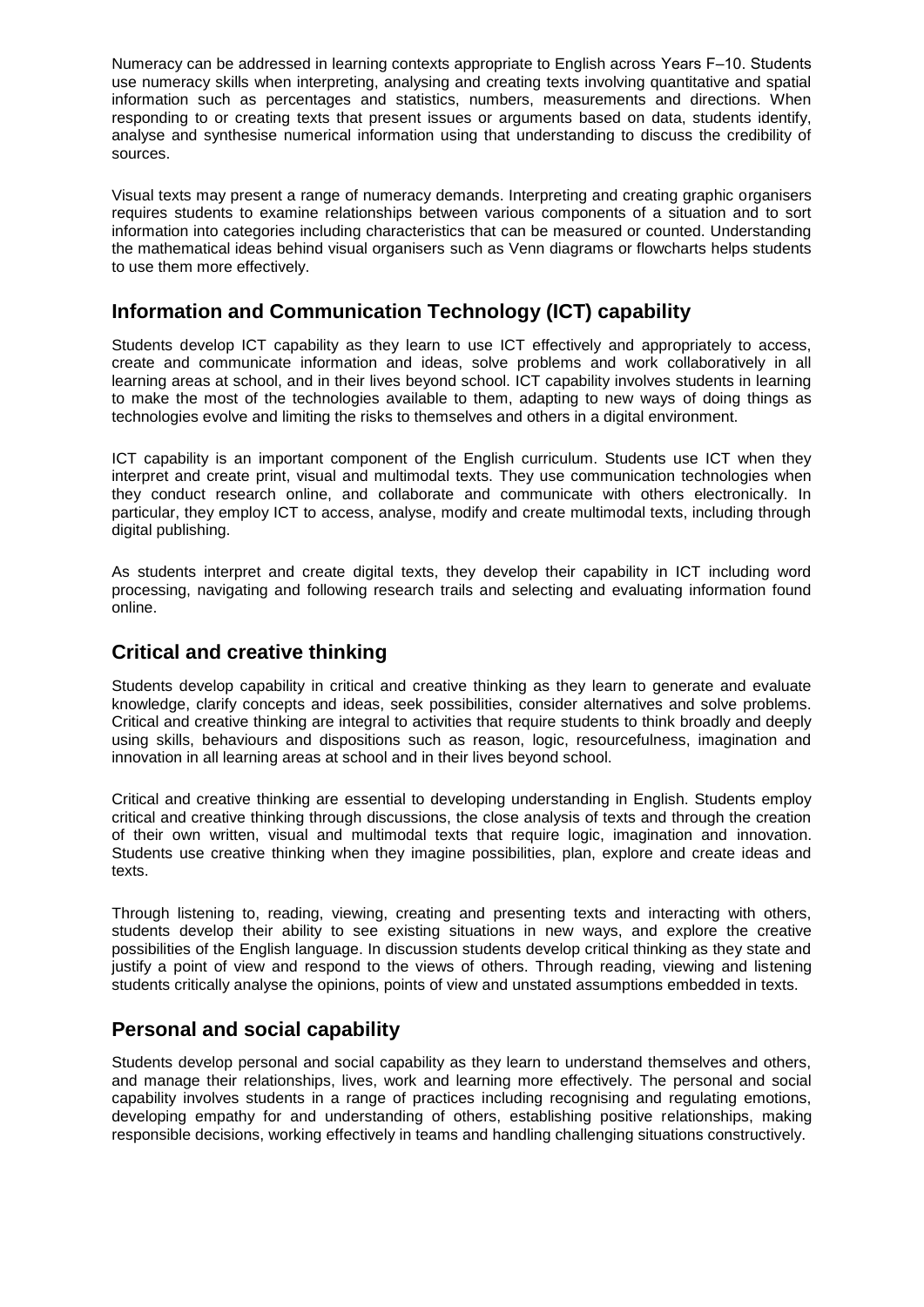Numeracy can be addressed in learning contexts appropriate to English across Years F–10. Students use numeracy skills when interpreting, analysing and creating texts involving quantitative and spatial information such as percentages and statistics, numbers, measurements and directions. When responding to or creating texts that present issues or arguments based on data, students identify, analyse and synthesise numerical information using that understanding to discuss the credibility of sources.

Visual texts may present a range of numeracy demands. Interpreting and creating graphic organisers requires students to examine relationships between various components of a situation and to sort information into categories including characteristics that can be measured or counted. Understanding the mathematical ideas behind visual organisers such as Venn diagrams or flowcharts helps students to use them more effectively.

## Information and Communication Technology (ICT) capability

Students develop ICT capability as they learn to use ICT effectively and appropriately to access, create and communicate information and ideas, solve problems and work collaboratively in all learning areas at school, and in their lives beyond school. ICT capability involves students in learning to make the most of the technologies available to them, adapting to new ways of doing things as technologies evolve and limiting the risks to themselves and others in a digital environment.

ICT capability is an important component of the English curriculum. Students use ICT when they interpret and create print, visual and multimodal texts. They use communication technologies when they conduct research online, and collaborate and communicate with others electronically. In particular, they employ ICT to access, analyse, modify and create multimodal texts, including through digital publishing.

As students interpret and create digital texts, they develop their capability in ICT including word processing, navigating and following research trails and selecting and evaluating information found online.

## Critical and creative thinking

Students develop capability in critical and creative thinking as they learn to generate and evaluate knowledge, clarify concepts and ideas, seek possibilities, consider alternatives and solve problems. Critical and creative thinking are integral to activities that require students to think broadly and deeply using skills, behaviours and dispositions such as reason, logic, resourcefulness, imagination and innovation in all learning areas at school and in their lives beyond school.

Critical and creative thinking are essential to developing understanding in English. Students employ critical and creative thinking through discussions, the close analysis of texts and through the creation of their own written, visual and multimodal texts that require logic, imagination and innovation. Students use creative thinking when they imagine possibilities, plan, explore and create ideas and texts.

Through listening to, reading, viewing, creating and presenting texts and interacting with others, students develop their ability to see existing situations in new ways, and explore the creative possibilities of the English language. In discussion students develop critical thinking as they state and justify a point of view and respond to the views of others. Through reading, viewing and listening students critically analyse the opinions, points of view and unstated assumptions embedded in texts.

## Personal and social capability

Students develop personal and social capability as they learn to understand themselves and others, and manage their relationships, lives, work and learning more effectively. The personal and social capability involves students in a range of practices including recognising and regulating emotions, developing empathy for and understanding of others, establishing positive relationships, making responsible decisions, working effectively in teams and handling challenging situations constructively.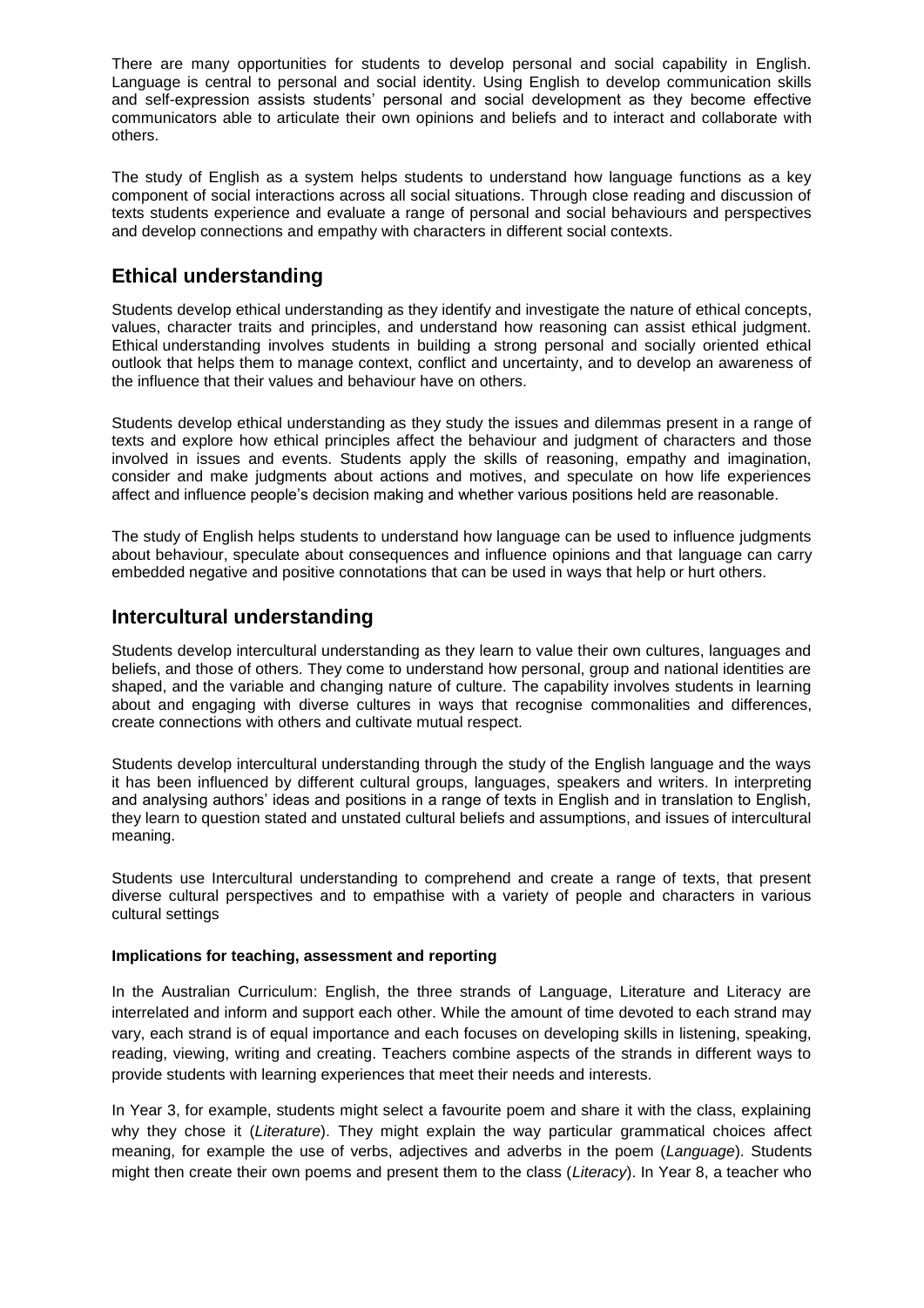There are many opportunities for students to develop personal and social capability in English. Language is central to personal and social identity. Using English to develop communication skills and self-expression assists students' personal and social development as they become effective communicators able to articulate their own opinions and beliefs and to interact and collaborate with others.

The study of English as a system helps students to understand how language functions as a key component of social interactions across all social situations. Through close reading and discussion of texts students experience and evaluate a range of personal and social behaviours and perspectives and develop connections and empathy with characters in different social contexts.

## Ethical understanding

Students develop ethical understanding as they identify and investigate the nature of ethical concepts, values, character traits and principles, and understand how reasoning can assist ethical judgment. Ethical understanding involves students in building a strong personal and socially oriented ethical outlook that helps them to manage context, conflict and uncertainty, and to develop an awareness of the influence that their values and behaviour have on others.

Students develop ethical understanding as they study the issues and dilemmas present in a range of texts and explore how ethical principles affect the behaviour and judgment of characters and those involved in issues and events. Students apply the skills of reasoning, empathy and imagination, consider and make judgments about actions and motives, and speculate on how life experiences affect and influence people's decision making and whether various positions held are reasonable.

The study of English helps students to understand how language can be used to influence judgments about behaviour, speculate about consequences and influence opinions and that language can carry embedded negative and positive connotations that can be used in ways that help or hurt others.

## Intercultural understanding

Students develop intercultural understanding as they learn to value their own cultures, languages and beliefs, and those of others. They come to understand how personal, group and national identities are shaped, and the variable and changing nature of culture. The capability involves students in learning about and engaging with diverse cultures in ways that recognise commonalities and differences, create connections with others and cultivate mutual respect.

Students develop intercultural understanding through the study of the English language and the ways it has been influenced by different cultural groups, languages, speakers and writers. In interpreting and analysing authors' ideas and positions in a range of texts in English and in translation to English, they learn to question stated and unstated cultural beliefs and assumptions, and issues of intercultural meaning.

Students use Intercultural understanding to comprehend and create a range of texts, that present diverse cultural perspectives and to empathise with a variety of people and characters in various cultural settings

**Implications for teaching, assessment and reporting**

In the Australian Curriculum: English, the three strands of Language, Literature and Literacy are interrelated and inform and support each other. While the amount of time devoted to each strand may vary, each strand is of equal importance and each focuses on developing skills in listening, speaking, reading, viewing, writing and creating. Teachers combine aspects of the strands in different ways to provide students with learning experiences that meet their needs and interests.

In Year 3, for example, students might select a favourite poem and share it with the class, explaining why they chose it (*Literature*). They might explain the way particular grammatical choices affect meaning, for example the use of verbs, adjectives and adverbs in the poem (*Language*). Students might then create their own poems and present them to the class (*Literacy*). In Year 8, a teacher who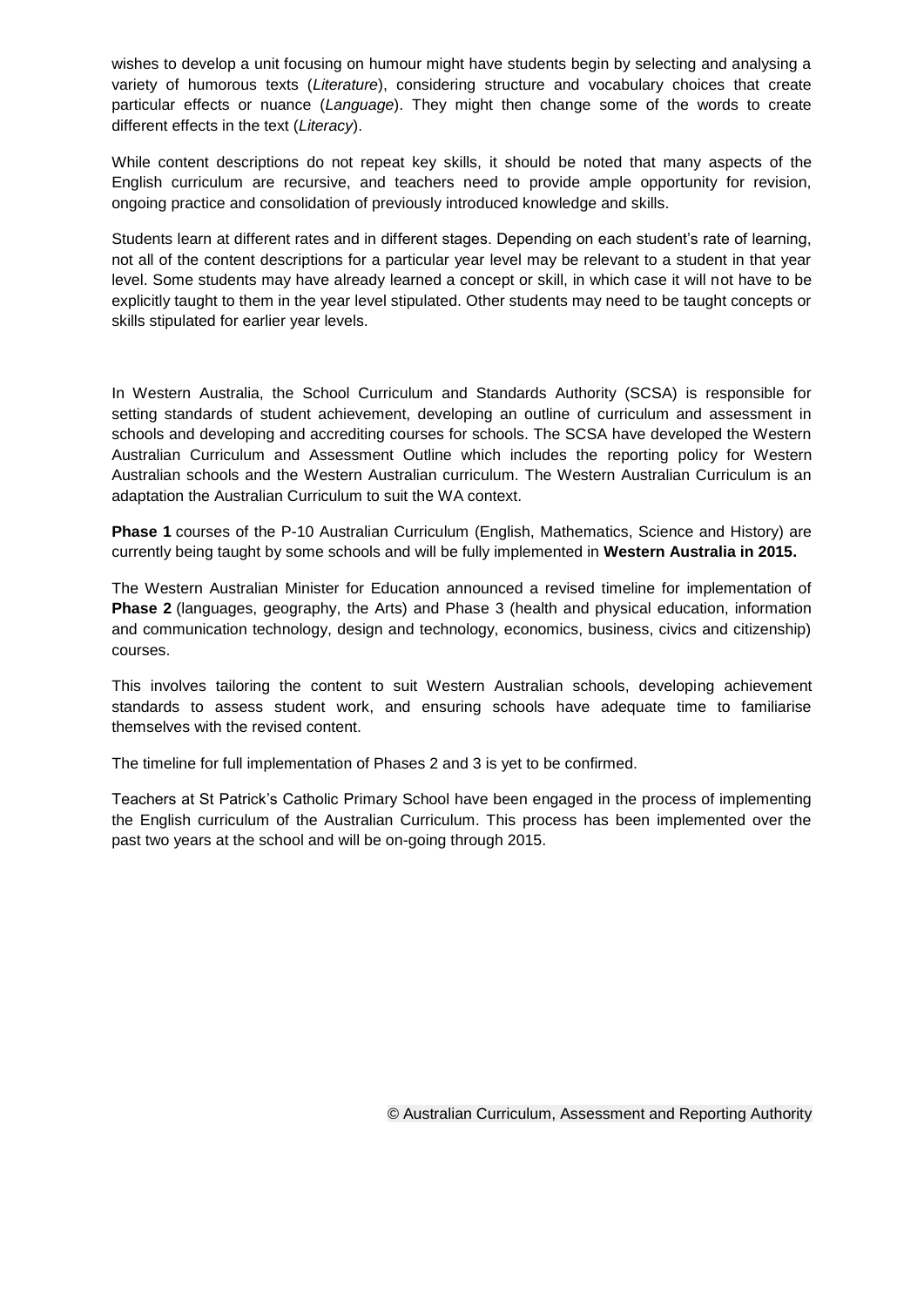wishes to develop a unit focusing on humour might have students begin by selecting and analysing a variety of humorous texts (*Literature*), considering structure and vocabulary choices that create particular effects or nuance (*Language*). They might then change some of the words to create different effects in the text (*Literacy*).

While content descriptions do not repeat key skills, it should be noted that many aspects of the English curriculum are recursive, and teachers need to provide ample opportunity for revision, ongoing practice and consolidation of previously introduced knowledge and skills.

Students learn at different rates and in different stages. Depending on each student's rate of learning, not all of the content descriptions for a particular year level may be relevant to a student in that year level. Some students may have already learned a concept or skill, in which case it will not have to be explicitly taught to them in the year level stipulated. Other students may need to be taught concepts or skills stipulated for earlier year levels.

In Western Australia, the School Curriculum and Standards Authority (SCSA) is responsible for setting standards of student achievement, developing an outline of curriculum and assessment in schools and developing and accrediting courses for schools. The SCSA have developed the Western Australian Curriculum and Assessment Outline which includes the reporting policy for Western Australian schools and the Western Australian curriculum. The Western Australian Curriculum is an adaptation the Australian Curriculum to suit the WA context.

**Phase 1** courses of the P-10 Australian Curriculum (English, Mathematics, Science and History) are currently being taught by some schools and will be fully implemented in **Western Australia in 2015.**

The Western Australian Minister for Education announced a revised timeline for implementation of **Phase 2** (languages, geography, the Arts) and Phase 3 (health and physical education, information and communication technology, design and technology, economics, business, civics and citizenship) courses.

This involves tailoring the content to suit Western Australian schools, developing achievement standards to assess student work, and ensuring schools have adequate time to familiarise themselves with the revised content.

The timeline for full implementation of Phases 2 and 3 is yet to be confirmed.

Teachers at St Patrick's Catholic Primary School have been engaged in the process of implementing the English curriculum of the Australian Curriculum. This process has been implemented over the past two years at the school and will be on-going through 2015.

© Australian Curriculum, Assessment and Reporting Authority